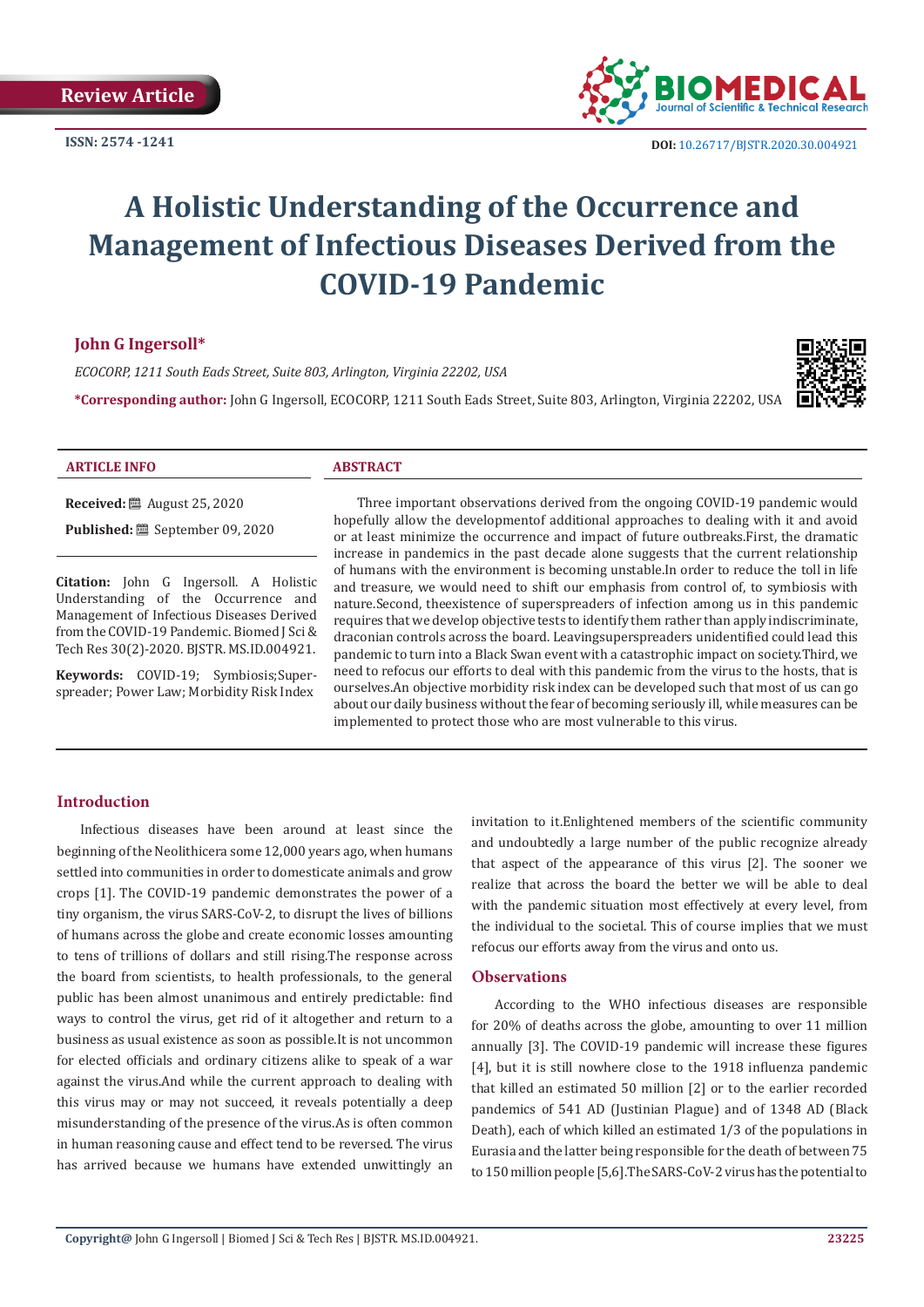Review Article

ISSN: 2574 -1241

DOI: 10.26717/BJSTR.2020.30.004921

# A Holistic Understanding of the Occurrence and Management of Infectious Diseases Derived from the COVID-19 Pandemic

**John G Ingersoll***

*ECOCORP, 1211 South Eads Street, Suite 803, Arlington, Virginia 22202, USA*

***Corresponding author:** John G Ingersoll, ECOCORP, 1211 South Eads Street, Suite 803, Arlington, Virginia 22202, USA

**ARTICLE INFO**

**Received:** August 25, 2020

**Published:** September 09, 2020

**Citation:** John G Ingersoll. A Holistic Understanding of the Occurrence and Management of Infectious Diseases Derived from the COVID-19 Pandemic. Biomed J Sci & Tech Res 30(2)-2020. BJSTR. MS.ID.004921.

**Keywords:** COVID-19; Symbiosis; Super-spreader; Power Law; Morbidity Risk Index

**ABSTRACT**

Three important observations derived from the ongoing COVID-19 pandemic would hopefully allow the developmentof additional approaches to dealing with it and avoid or at least minimize the occurrence and impact of future outbreaks.First, the dramatic increase in pandemics in the past decade alone suggests that the current relationship of humans with the environment is becoming unstable.In order to reduce the toll in life and treasure, we would need to shift our emphasis from control of, to symbiosis with nature.Second, theexistence of superspreaders of infection among us in this pandemic requires that we develop objective tests to identify them rather than apply indiscriminate, draconian controls across the board. Leavingsuperspreaders unidentified could lead this pandemic to turn into a Black Swan event with a catastrophic impact on society.Third, we need to refocus our efforts to deal with this pandemic from the virus to the hosts, that is ourselves.An objective morbidity risk index can be developed such that most of us can go about our daily business without the fear of becoming seriously ill, while measures can be implemented to protect those who are most vulnerable to this virus.

## Introduction

Infectious diseases have been around at least since the beginning of the Neolithicera some 12,000 years ago, when humans settled into communities in order to domesticate animals and grow crops [1]. The COVID-19 pandemic demonstrates the power of a tiny organism, the virus SARS-CoV-2, to disrupt the lives of billions of humans across the globe and create economic losses amounting to tens of trillions of dollars and still rising.The response across the board from scientists, to health professionals, to the general public has been almost unanimous and entirely predictable: find ways to control the virus, get rid of it altogether and return to a business as usual existence as soon as possible.It is not uncommon for elected officials and ordinary citizens alike to speak of a war against the virus.And while the current approach to dealing with this virus may or may not succeed, it reveals potentially a deep misunderstanding of the presence of the virus.As is often common in human reasoning cause and effect tend to be reversed. The virus has arrived because we humans have extended unwittingly an invitation to it.Enlightened members of the scientific community and undoubtedly a large number of the public recognize already that aspect of the appearance of this virus [2]. The sooner we realize that across the board the better we will be able to deal with the pandemic situation most effectively at every level, from the individual to the societal. This of course implies that we must refocus our efforts away from the virus and onto us.

## Observations

According to the WHO infectious diseases are responsible for 20% of deaths across the globe, amounting to over 11 million annually [3]. The COVID-19 pandemic will increase these figures [4], but it is still nowhere close to the 1918 influenza pandemic that killed an estimated 50 million [2] or to the earlier recorded pandemics of 541 AD (Justinian Plague) and of 1348 AD (Black Death), each of which killed an estimated 1/3 of the populations in Eurasia and the latter being responsible for the death of between 75 to 150 million people [5,6].The SARS-CoV-2 virus has the potential to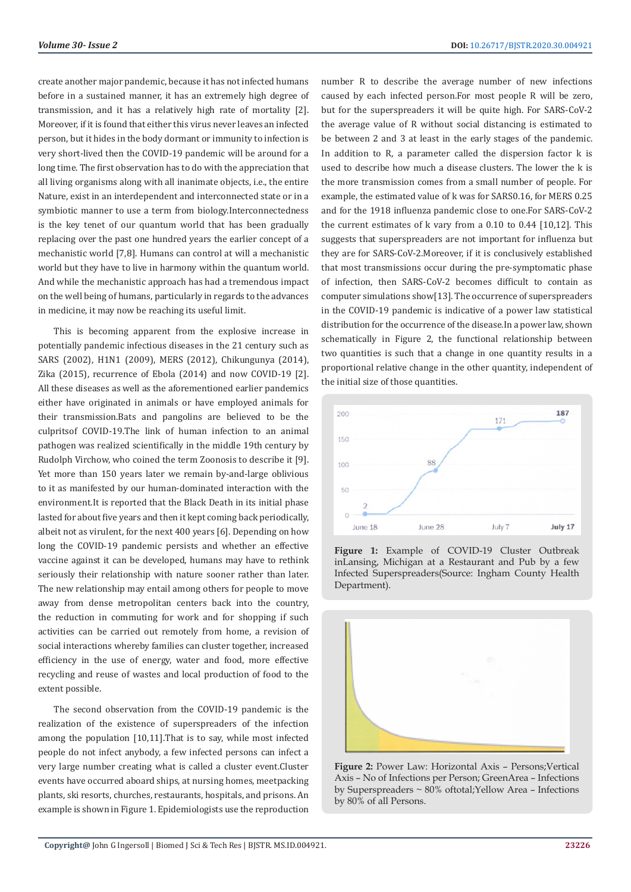create another major pandemic, because it has not infected humans before in a sustained manner, it has an extremely high degree of transmission, and it has a relatively high rate of mortality [2]. Moreover, if it is found that either this virus never leaves an infected person, but it hides in the body dormant or immunity to infection is very short-lived then the COVID-19 pandemic will be around for a long time. The first observation has to do with the appreciation that all living organisms along with all inanimate objects, i.e., the entire Nature, exist in an interdependent and interconnected state or in a symbiotic manner to use a term from biology.Interconnectedness is the key tenet of our quantum world that has been gradually replacing over the past one hundred years the earlier concept of a mechanistic world [7,8]. Humans can control at will a mechanistic world but they have to live in harmony within the quantum world. And while the mechanistic approach has had a tremendous impact on the well being of humans, particularly in regards to the advances in medicine, it may now be reaching its useful limit.

This is becoming apparent from the explosive increase in potentially pandemic infectious diseases in the 21 century such as SARS (2002), H1N1 (2009), MERS (2012), Chikungunya (2014), Zika (2015), recurrence of Ebola (2014) and now COVID-19 [2]. All these diseases as well as the aforementioned earlier pandemics either have originated in animals or have employed animals for their transmission.Bats and pangolins are believed to be the culpritsof COVID-19.The link of human infection to an animal pathogen was realized scientifically in the middle 19th century by Rudolph Virchow, who coined the term Zoonosis to describe it [9]. Yet more than 150 years later we remain by-and-large oblivious to it as manifested by our human-dominated interaction with the environment.It is reported that the Black Death in its initial phase lasted for about five years and then it kept coming back periodically, albeit not as virulent, for the next 400 years [6]. Depending on how long the COVID-19 pandemic persists and whether an effective vaccine against it can be developed, humans may have to rethink seriously their relationship with nature sooner rather than later. The new relationship may entail among others for people to move away from dense metropolitan centers back into the country, the reduction in commuting for work and for shopping if such activities can be carried out remotely from home, a revision of social interactions whereby families can cluster together, increased efficiency in the use of energy, water and food, more effective recycling and reuse of wastes and local production of food to the extent possible.

The second observation from the COVID-19 pandemic is the realization of the existence of superspreaders of the infection among the population [10,11].That is to say, while most infected people do not infect anybody, a few infected persons can infect a very large number creating what is called a cluster event.Cluster events have occurred aboard ships, at nursing homes, meetpacking plants, ski resorts, churches, restaurants, hospitals, and prisons. An example is shown in Figure 1. Epidemiologists use the reproduction number R to describe the average number of new infections caused by each infected person.For most people R will be zero, but for the superspreaders it will be quite high. For SARS-CoV-2 the average value of R without social distancing is estimated to be between 2 and 3 at least in the early stages of the pandemic. In addition to R, a parameter called the dispersion factor k is used to describe how much a disease clusters. The lower the k is the more transmission comes from a small number of people. For example, the estimated value of k was for SARS0.16, for MERS 0.25 and for the 1918 influenza pandemic close to one.For SARS-CoV-2 the current estimates of k vary from a 0.10 to 0.44 [10,12]. This suggests that superspreaders are not important for influenza but they are for SARS-CoV-2.Moreover, if it is conclusively established that most transmissions occur during the pre-symptomatic phase of infection, then SARS-CoV-2 becomes difficult to contain as computer simulations show[13]. The occurrence of superspreaders in the COVID-19 pandemic is indicative of a power law statistical distribution for the occurrence of the disease.In a power law, shown schematically in Figure 2, the functional relationship between two quantities is such that a change in one quantity results in a proportional relative change in the other quantity, independent of the initial size of those quantities.

**Figure 1:** Example of COVID-19 Cluster Outbreak inLansing, Michigan at a Restaurant and Pub by a few Infected Superspreaders(Source: Ingham County Health Department).

**Figure 2:** Power Law: Horizontal Axis – Persons;Vertical Axis – No of Infections per Person; GreenArea – Infections by Superspreaders ~ 80% oftotal;Yellow Area – Infections by 80% of all Persons.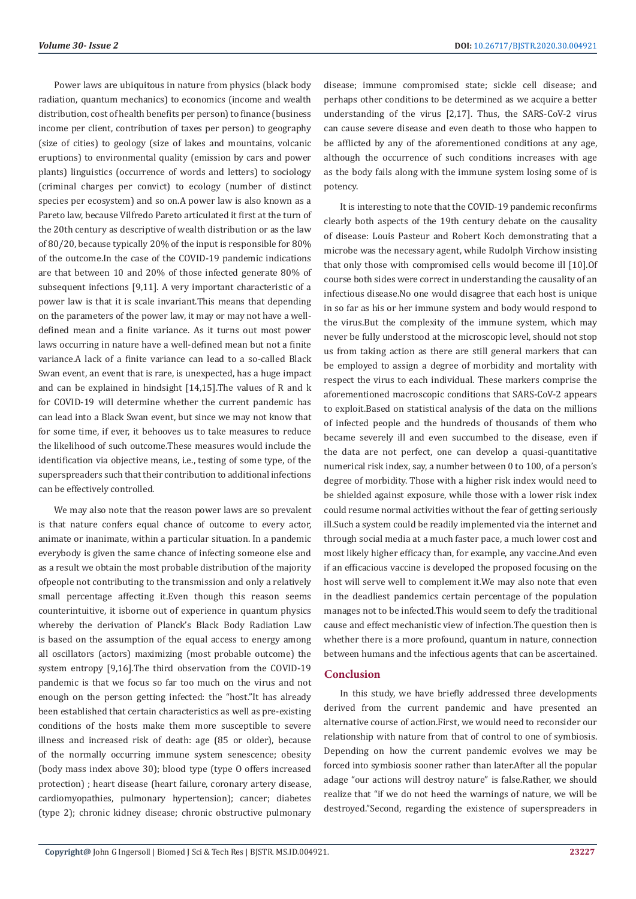Power laws are ubiquitous in nature from physics (black body radiation, quantum mechanics) to economics (income and wealth distribution, cost of health benefits per person) to finance (business income per client, contribution of taxes per person) to geography (size of cities) to geology (size of lakes and mountains, volcanic eruptions) to environmental quality (emission by cars and power plants) linguistics (occurrence of words and letters) to sociology (criminal charges per convict) to ecology (number of distinct species per ecosystem) and so on.A power law is also known as a Pareto law, because Vilfredo Pareto articulated it first at the turn of the 20th century as descriptive of wealth distribution or as the law of 80/20, because typically 20% of the input is responsible for 80% of the outcome.In the case of the COVID-19 pandemic indications are that between 10 and 20% of those infected generate 80% of subsequent infections [9,11]. A very important characteristic of a power law is that it is scale invariant.This means that depending on the parameters of the power law, it may or may not have a well-defined mean and a finite variance. As it turns out most power laws occurring in nature have a well-defined mean but not a finite variance.A lack of a finite variance can lead to a so-called Black Swan event, an event that is rare, is unexpected, has a huge impact and can be explained in hindsight [14,15].The values of R and k for COVID-19 will determine whether the current pandemic has can lead into a Black Swan event, but since we may not know that for some time, if ever, it behooves us to take measures to reduce the likelihood of such outcome.These measures would include the identification via objective means, i.e., testing of some type, of the superspreaders such that their contribution to additional infections can be effectively controlled.

We may also note that the reason power laws are so prevalent is that nature confers equal chance of outcome to every actor, animate or inanimate, within a particular situation. In a pandemic everybody is given the same chance of infecting someone else and as a result we obtain the most probable distribution of the majority ofpeople not contributing to the transmission and only a relatively small percentage affecting it.Even though this reason seems counterintuitive, it isborne out of experience in quantum physics whereby the derivation of Planck's Black Body Radiation Law is based on the assumption of the equal access to energy among all oscillators (actors) maximizing (most probable outcome) the system entropy [9,16].The third observation from the COVID-19 pandemic is that we focus so far too much on the virus and not enough on the person getting infected: the "host."It has already been established that certain characteristics as well as pre-existing conditions of the hosts make them more susceptible to severe illness and increased risk of death: age (85 or older), because of the normally occurring immune system senescence; obesity (body mass index above 30); blood type (type O offers increased protection) ; heart disease (heart failure, coronary artery disease, cardiomyopathies, pulmonary hypertension); cancer; diabetes (type 2); chronic kidney disease; chronic obstructive pulmonary disease; immune compromised state; sickle cell disease; and perhaps other conditions to be determined as we acquire a better understanding of the virus [2,17]. Thus, the SARS-CoV-2 virus can cause severe disease and even death to those who happen to be afflicted by any of the aforementioned conditions at any age, although the occurrence of such conditions increases with age as the body fails along with the immune system losing some of is potency.

It is interesting to note that the COVID-19 pandemic reconfirms clearly both aspects of the 19th century debate on the causality of disease: Louis Pasteur and Robert Koch demonstrating that a microbe was the necessary agent, while Rudolph Virchow insisting that only those with compromised cells would become ill [10].Of course both sides were correct in understanding the causality of an infectious disease.No one would disagree that each host is unique in so far as his or her immune system and body would respond to the virus.But the complexity of the immune system, which may never be fully understood at the microscopic level, should not stop us from taking action as there are still general markers that can be employed to assign a degree of morbidity and mortality with respect the virus to each individual. These markers comprise the aforementioned macroscopic conditions that SARS-CoV-2 appears to exploit.Based on statistical analysis of the data on the millions of infected people and the hundreds of thousands of them who became severely ill and even succumbed to the disease, even if the data are not perfect, one can develop a quasi-quantitative numerical risk index, say, a number between 0 to 100, of a person's degree of morbidity. Those with a higher risk index would need to be shielded against exposure, while those with a lower risk index could resume normal activities without the fear of getting seriously ill.Such a system could be readily implemented via the internet and through social media at a much faster pace, a much lower cost and most likely higher efficacy than, for example, any vaccine.And even if an efficacious vaccine is developed the proposed focusing on the host will serve well to complement it.We may also note that even in the deadliest pandemics certain percentage of the population manages not to be infected.This would seem to defy the traditional cause and effect mechanistic view of infection.The question then is whether there is a more profound, quantum in nature, connection between humans and the infectious agents that can be ascertained.

## Conclusion

In this study, we have briefly addressed three developments derived from the current pandemic and have presented an alternative course of action.First, we would need to reconsider our relationship with nature from that of control to one of symbiosis. Depending on how the current pandemic evolves we may be forced into symbiosis sooner rather than later.After all the popular adage "our actions will destroy nature" is false.Rather, we should realize that "if we do not heed the warnings of nature, we will be destroyed."Second, regarding the existence of superspreaders in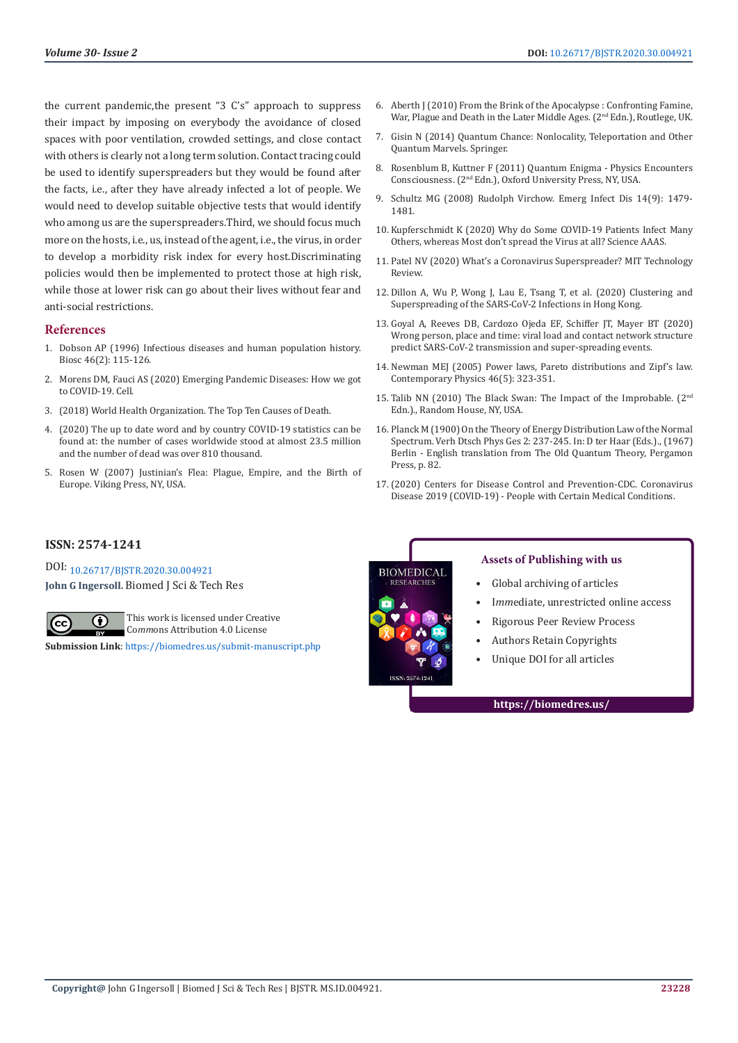the current pandemic,the present "3 C's" approach to suppress their impact by imposing on everybody the avoidance of closed spaces with poor ventilation, crowded settings, and close contact with others is clearly not a long term solution. Contact tracing could be used to identify superspreaders but they would be found after the facts, i.e., after they have already infected a lot of people. We would need to develop suitable objective tests that would identify who among us are the superspreaders.Third, we should focus much more on the hosts, i.e., us, instead of the agent, i.e., the virus, in order to develop a morbidity risk index for every host.Discriminating policies would then be implemented to protect those at high risk, while those at lower risk can go about their lives without fear and anti-social restrictions.

## References

1. Dobson AP (1996) Infectious diseases and human population history. Biosc 46(2): 115-126.
2. Morens DM, Fauci AS (2020) Emerging Pandemic Diseases: How we got to COVID-19. Cell.
3. (2018) World Health Organization. The Top Ten Causes of Death.
4. (2020) The up to date word and by country COVID-19 statistics can be found at: the number of cases worldwide stood at almost 23.5 million and the number of dead was over 810 thousand.
5. Rosen W (2007) Justinian's Flea: Plague, Empire, and the Birth of Europe. Viking Press, NY, USA.
6. Aberth J (2010) From the Brink of the Apocalypse : Confronting Famine, War, Plague and Death in the Later Middle Ages. (2nd Edn.), Routlege, UK.
7. Gisin N (2014) Quantum Chance: Nonlocality, Teleportation and Other Quantum Marvels. Springer.
8. Rosenblum B, Kuttner F (2011) Quantum Enigma - Physics Encounters Consciousness. (2nd Edn.), Oxford University Press, NY, USA.
9. Schultz MG (2008) Rudolph Virchow. Emerg Infect Dis 14(9): 1479-1481.
10. Kupferschmidt K (2020) Why do Some COVID-19 Patients Infect Many Others, whereas Most don't spread the Virus at all? Science AAAS.
11. Patel NV (2020) What's a Coronavirus Superspreader? MIT Technology Review.
12. Dillon A, Wu P, Wong J, Lau E, Tsang T, et al. (2020) Clustering and Superspreading of the SARS-CoV-2 Infections in Hong Kong.
13. Goyal A, Reeves DB, Cardozo Ojeda EF, Schiffer JT, Mayer BT (2020) Wrong person, place and time: viral load and contact network structure predict SARS-CoV-2 transmission and super-spreading events.
14. Newman MEJ (2005) Power laws, Pareto distributions and Zipf's law. Contemporary Physics 46(5): 323-351.
15. Talib NN (2010) The Black Swan: The Impact of the Improbable. (2nd Edn.), Random House, NY, USA.
16. Planck M (1900) On the Theory of Energy Distribution Law of the Normal Spectrum. Verh Dtsch Phys Ges 2: 237-245. In: D ter Haar (Eds.), (1967) Berlin - English translation from The Old Quantum Theory, Pergamon Press, p. 82.
17. (2020) Centers for Disease Control and Prevention-CDC. Coronavirus Disease 2019 (COVID-19) - People with Certain Medical Conditions.

**ISSN: 2574-1241**

DOI: 10.26717/BJSTR.2020.30.004921

**John G Ingersoll.** Biomed J Sci & Tech Res

This work is licensed under Creative Commons Attribution 4.0 License

**Submission Link**: https://biomedres.us/submit-manuscript.php

**Assets of Publishing with us**

- Global archiving of articles
- Immediate, unrestricted online access
- Rigorous Peer Review Process
- Authors Retain Copyrights
- Unique DOI for all articles

**https://biomedres.us/**